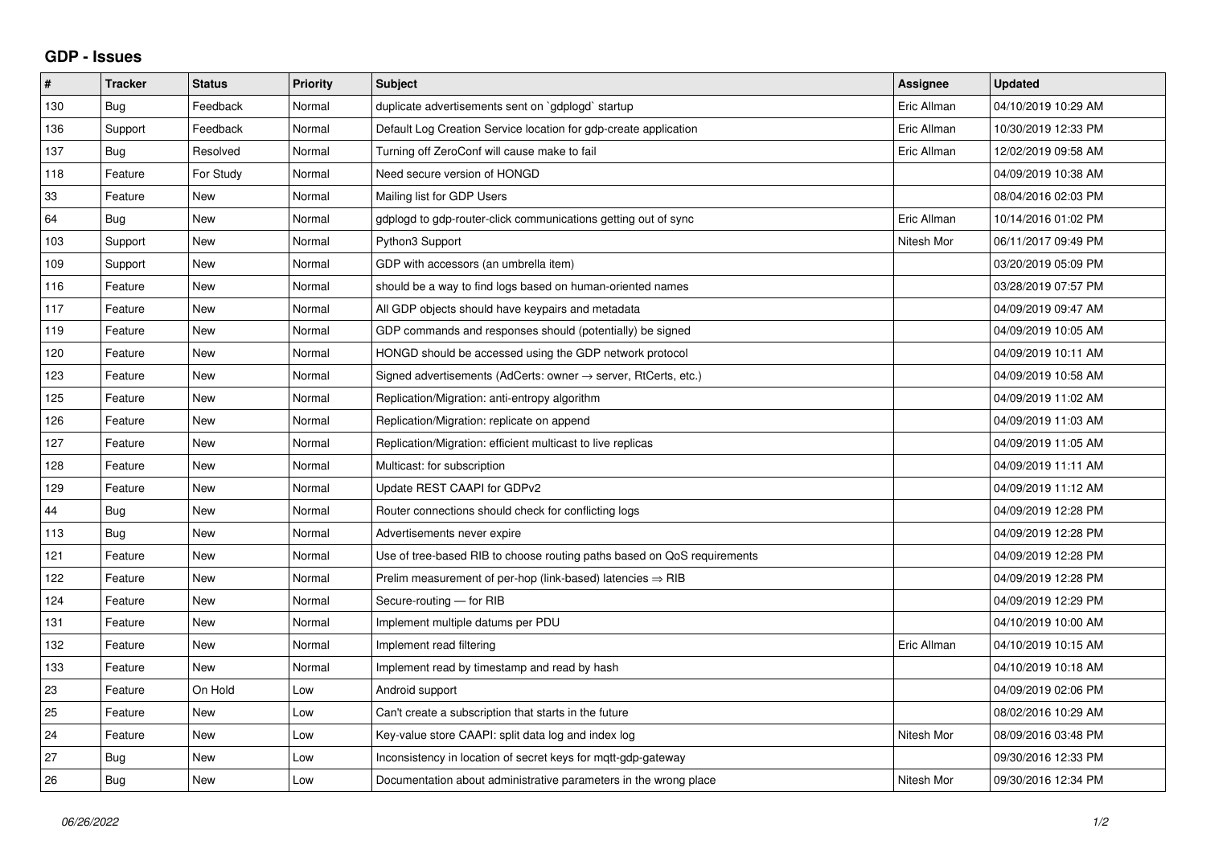## GDP - Issues

| # | Tracker | Status | Priority | Subject | Assignee | Updated |
|---|---|---|---|---|---|---|
| 130 | Bug | Feedback | Normal | duplicate advertisements sent on `gdplogd` startup | Eric Allman | 04/10/2019 10:29 AM |
| 136 | Support | Feedback | Normal | Default Log Creation Service location for gdp-create application | Eric Allman | 10/30/2019 12:33 PM |
| 137 | Bug | Resolved | Normal | Turning off ZeroConf will cause make to fail | Eric Allman | 12/02/2019 09:58 AM |
| 118 | Feature | For Study | Normal | Need secure version of HONGD | | 04/09/2019 10:38 AM |
| 33 | Feature | New | Normal | Mailing list for GDP Users | | 08/04/2016 02:03 PM |
| 64 | Bug | New | Normal | gdplogd to gdp-router-click communications getting out of sync | Eric Allman | 10/14/2016 01:02 PM |
| 103 | Support | New | Normal | Python3 Support | Nitesh Mor | 06/11/2017 09:49 PM |
| 109 | Support | New | Normal | GDP with accessors (an umbrella item) | | 03/20/2019 05:09 PM |
| 116 | Feature | New | Normal | should be a way to find logs based on human-oriented names | | 03/28/2019 07:57 PM |
| 117 | Feature | New | Normal | All GDP objects should have keypairs and metadata | | 04/09/2019 09:47 AM |
| 119 | Feature | New | Normal | GDP commands and responses should (potentially) be signed | | 04/09/2019 10:05 AM |
| 120 | Feature | New | Normal | HONGD should be accessed using the GDP network protocol | | 04/09/2019 10:11 AM |
| 123 | Feature | New | Normal | Signed advertisements (AdCerts: owner → server, RtCerts, etc.) | | 04/09/2019 10:58 AM |
| 125 | Feature | New | Normal | Replication/Migration: anti-entropy algorithm | | 04/09/2019 11:02 AM |
| 126 | Feature | New | Normal | Replication/Migration: replicate on append | | 04/09/2019 11:03 AM |
| 127 | Feature | New | Normal | Replication/Migration: efficient multicast to live replicas | | 04/09/2019 11:05 AM |
| 128 | Feature | New | Normal | Multicast: for subscription | | 04/09/2019 11:11 AM |
| 129 | Feature | New | Normal | Update REST CAAPI for GDPv2 | | 04/09/2019 11:12 AM |
| 44 | Bug | New | Normal | Router connections should check for conflicting logs | | 04/09/2019 12:28 PM |
| 113 | Bug | New | Normal | Advertisements never expire | | 04/09/2019 12:28 PM |
| 121 | Feature | New | Normal | Use of tree-based RIB to choose routing paths based on QoS requirements | | 04/09/2019 12:28 PM |
| 122 | Feature | New | Normal | Prelim measurement of per-hop (link-based) latencies ⇒ RIB | | 04/09/2019 12:28 PM |
| 124 | Feature | New | Normal | Secure-routing — for RIB | | 04/09/2019 12:29 PM |
| 131 | Feature | New | Normal | Implement multiple datums per PDU | | 04/10/2019 10:00 AM |
| 132 | Feature | New | Normal | Implement read filtering | Eric Allman | 04/10/2019 10:15 AM |
| 133 | Feature | New | Normal | Implement read by timestamp and read by hash | | 04/10/2019 10:18 AM |
| 23 | Feature | On Hold | Low | Android support | | 04/09/2019 02:06 PM |
| 25 | Feature | New | Low | Can't create a subscription that starts in the future | | 08/02/2016 10:29 AM |
| 24 | Feature | New | Low | Key-value store CAAPI: split data log and index log | Nitesh Mor | 08/09/2016 03:48 PM |
| 27 | Bug | New | Low | Inconsistency in location of secret keys for mqtt-gdp-gateway | | 09/30/2016 12:33 PM |
| 26 | Bug | New | Low | Documentation about administrative parameters in the wrong place | Nitesh Mor | 09/30/2016 12:34 PM |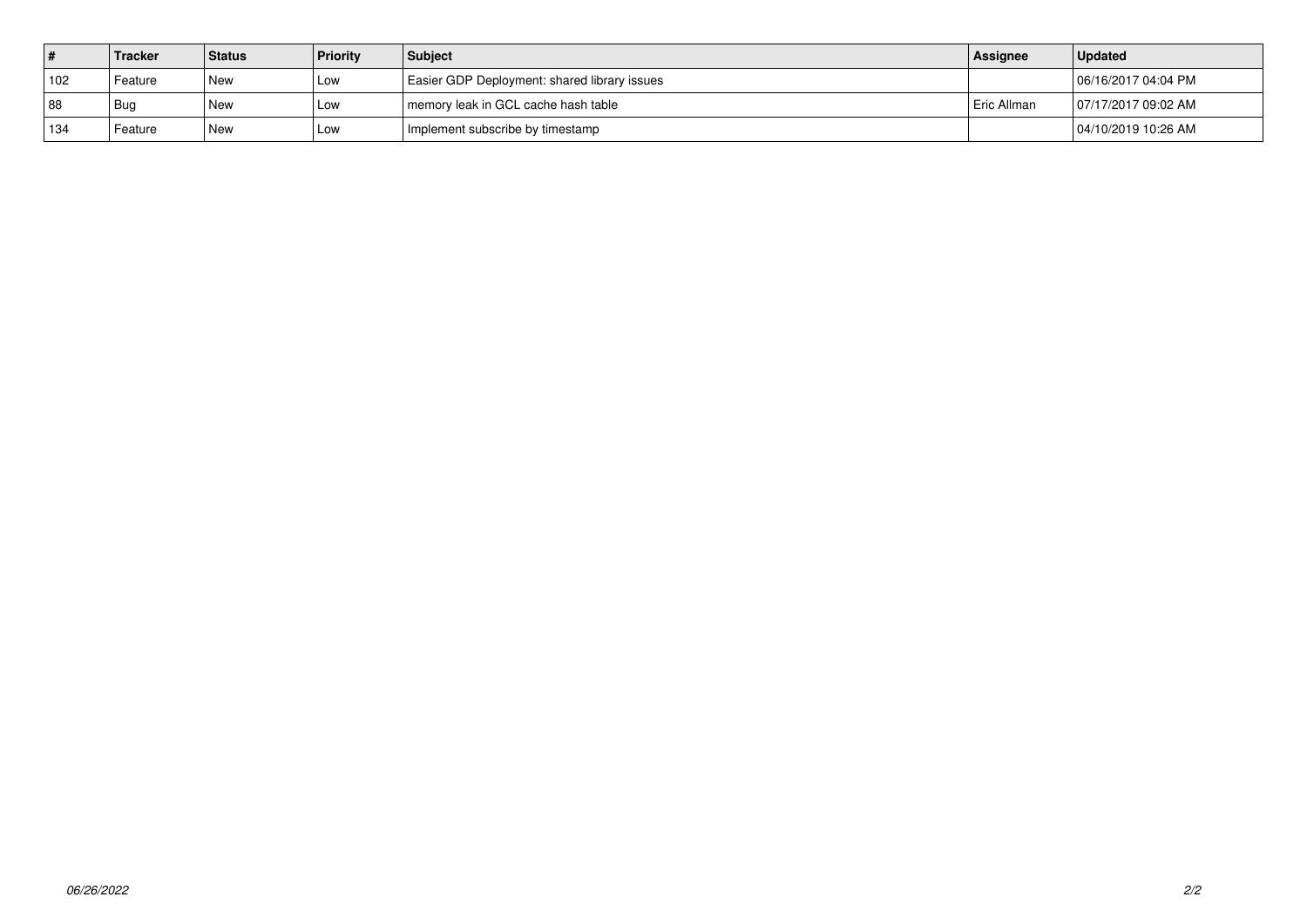| # | Tracker | Status | Priority | Subject | Assignee | Updated |
|---|---|---|---|---|---|---|
| 102 | Feature | New | Low | Easier GDP Deployment: shared library issues | | 06/16/2017 04:04 PM |
| 88 | Bug | New | Low | memory leak in GCL cache hash table | Eric Allman | 07/17/2017 09:02 AM |
| 134 | Feature | New | Low | Implement subscribe by timestamp | | 04/10/2019 10:26 AM |